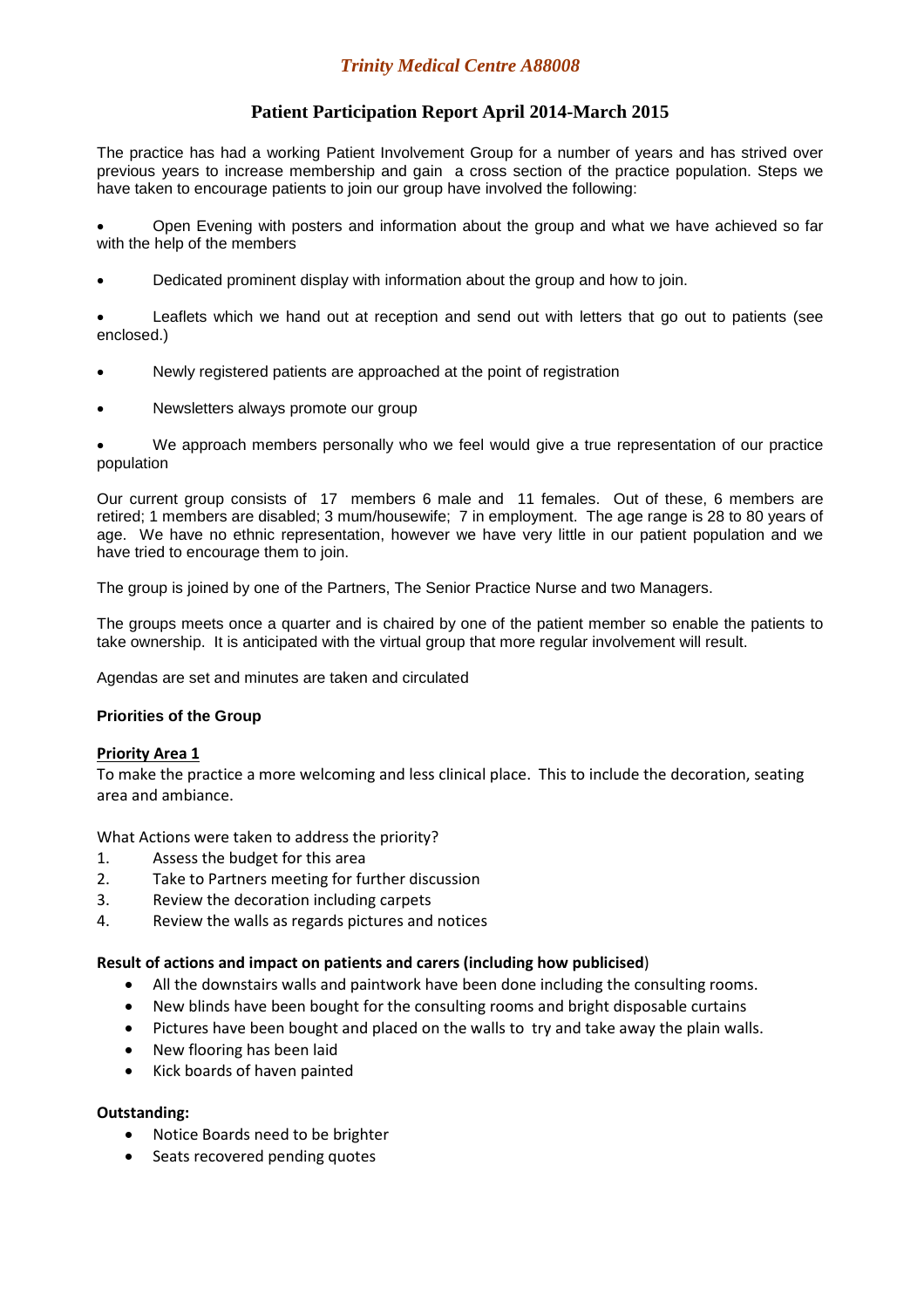# *Trinity Medical Centre A88008*

## Patient Participation Report April 2014-March 2015

The practice has had a working Patient Involvement Group for a number of years and has strived over previous years to increase membership and gain a cross section of the practice population. Steps we have taken to encourage patients to join our group have involved the following:

- Open Evening with posters and information about the group and what we have achieved so far with the help of the members
- Dedicated prominent display with information about the group and how to join.
- Leaflets which we hand out at reception and send out with letters that go out to patients (see enclosed.)
- Newly registered patients are approached at the point of registration
- Newsletters always promote our group
- We approach members personally who we feel would give a true representation of our practice population

Our current group consists of 17 members 6 male and 11 females. Out of these, 6 members are retired; 1 members are disabled; 3 mum/housewife; 7 in employment. The age range is 28 to 80 years of age. We have no ethnic representation, however we have very little in our patient population and we have tried to encourage them to join.

The group is joined by one of the Partners, The Senior Practice Nurse and two Managers.

The groups meets once a quarter and is chaired by one of the patient member so enable the patients to take ownership. It is anticipated with the virtual group that more regular involvement will result.

Agendas are set and minutes are taken and circulated

**Priorities of the Group**

**Priority Area 1**

To make the practice a more welcoming and less clinical place. This to include the decoration, seating area and ambiance.

What Actions were taken to address the priority?

1. Assess the budget for this area
2. Take to Partners meeting for further discussion
3. Review the decoration including carpets
4. Review the walls as regards pictures and notices

**Result of actions and impact on patients and carers (including how publicised**)

- All the downstairs walls and paintwork have been done including the consulting rooms.
- New blinds have been bought for the consulting rooms and bright disposable curtains
- Pictures have been bought and placed on the walls to try and take away the plain walls.
- New flooring has been laid
- Kick boards of haven painted

**Outstanding:**

- Notice Boards need to be brighter
- Seats recovered pending quotes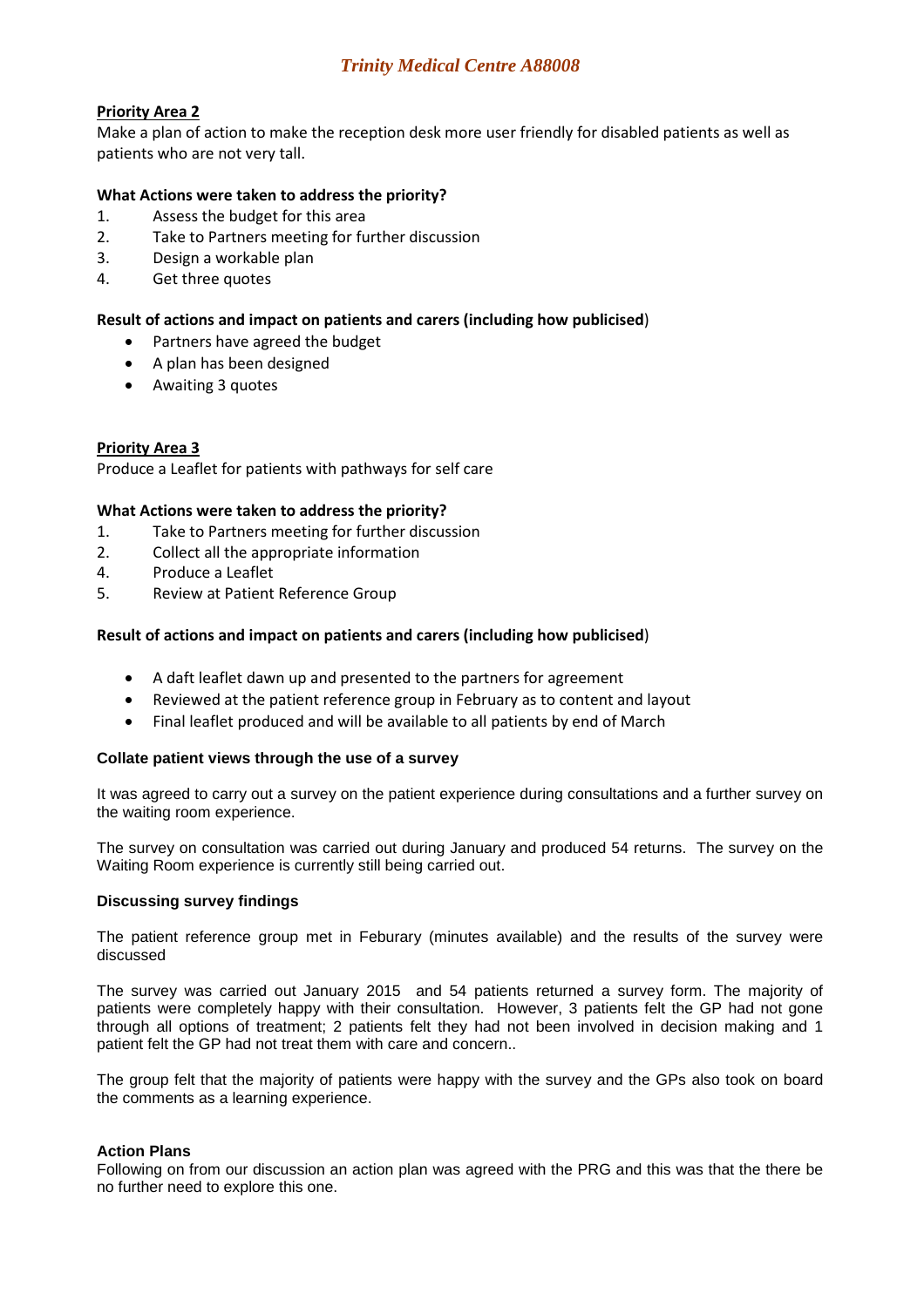*Trinity Medical Centre A88008*

**Priority Area 2**

Make a plan of action to make the reception desk more user friendly for disabled patients as well as patients who are not very tall.

**What Actions were taken to address the priority?**

1. Assess the budget for this area
2. Take to Partners meeting for further discussion
3. Design a workable plan
4. Get three quotes

**Result of actions and impact on patients and carers (including how publicised**)

- Partners have agreed the budget
- A plan has been designed
- Awaiting 3 quotes

**Priority Area 3**

Produce a Leaflet for patients with pathways for self care

**What Actions were taken to address the priority?**

1. Take to Partners meeting for further discussion
2. Collect all the appropriate information
4. Produce a Leaflet
5. Review at Patient Reference Group

**Result of actions and impact on patients and carers (including how publicised**)

- A daft leaflet dawn up and presented to the partners for agreement
- Reviewed at the patient reference group in February as to content and layout
- Final leaflet produced and will be available to all patients by end of March

**Collate patient views through the use of a survey**

It was agreed to carry out a survey on the patient experience during consultations and a further survey on the waiting room experience.

The survey on consultation was carried out during January and produced 54 returns. The survey on the Waiting Room experience is currently still being carried out.

**Discussing survey findings**

The patient reference group met in Feburary (minutes available) and the results of the survey were discussed

The survey was carried out January 2015 and 54 patients returned a survey form. The majority of patients were completely happy with their consultation. However, 3 patients felt the GP had not gone through all options of treatment; 2 patients felt they had not been involved in decision making and 1 patient felt the GP had not treat them with care and concern..

The group felt that the majority of patients were happy with the survey and the GPs also took on board the comments as a learning experience.

**Action Plans**

Following on from our discussion an action plan was agreed with the PRG and this was that the there be no further need to explore this one.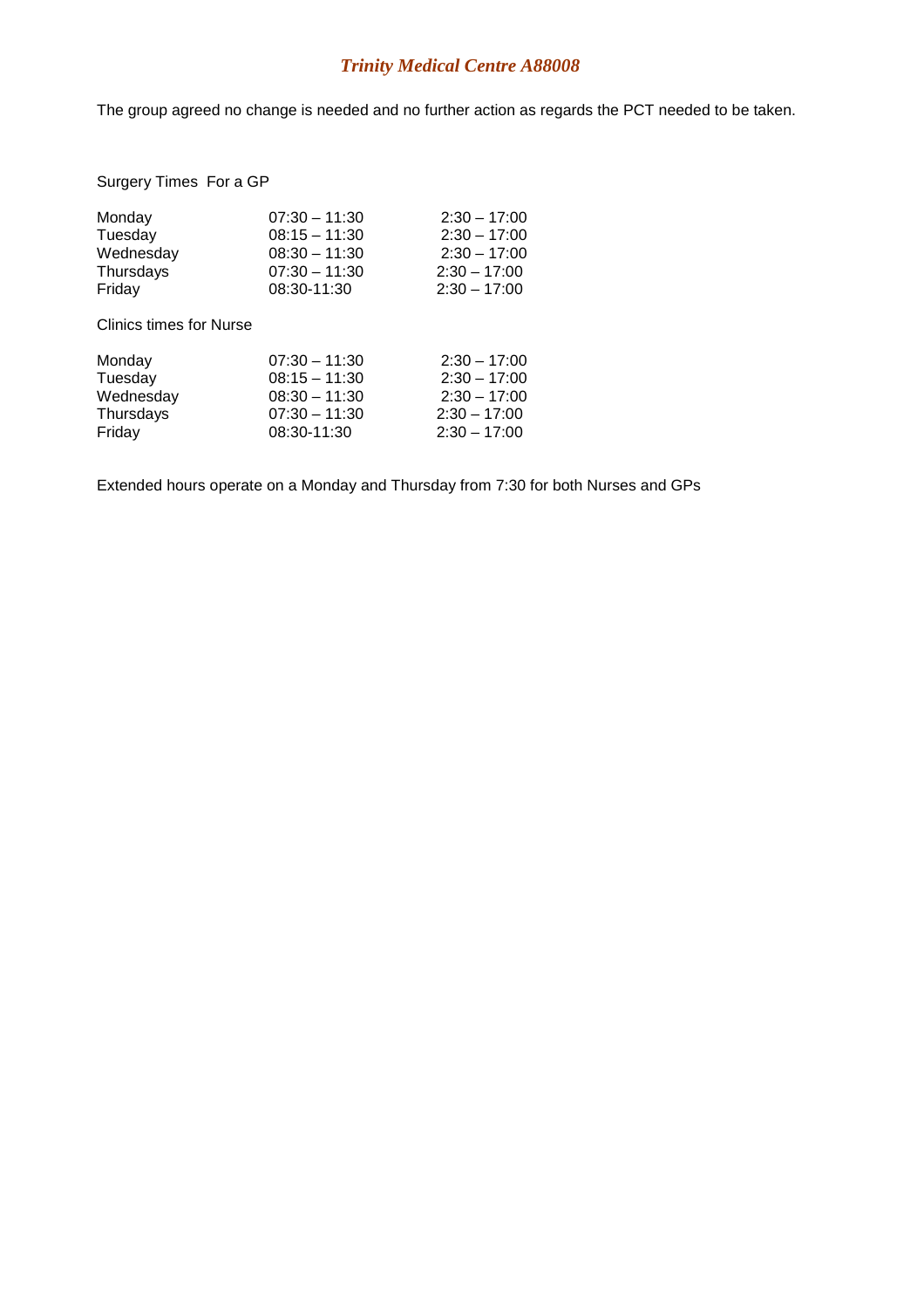*Trinity Medical Centre A88008*

The group agreed no change is needed and no further action as regards the PCT needed to be taken.

Surgery Times For a GP

| | | |
|---|---|---|
| Monday | 07:30 – 11:30 | 2:30 – 17:00 |
| Tuesday | 08:15 – 11:30 | 2:30 – 17:00 |
| Wednesday | 08:30 – 11:30 | 2:30 – 17:00 |
| Thursdays | 07:30 – 11:30 | 2:30 – 17:00 |
| Friday | 08:30-11:30 | 2:30 – 17:00 |

Clinics times for Nurse

| | | |
|---|---|---|
| Monday | 07:30 – 11:30 | 2:30 – 17:00 |
| Tuesday | 08:15 – 11:30 | 2:30 – 17:00 |
| Wednesday | 08:30 – 11:30 | 2:30 – 17:00 |
| Thursdays | 07:30 – 11:30 | 2:30 – 17:00 |
| Friday | 08:30-11:30 | 2:30 – 17:00 |

Extended hours operate on a Monday and Thursday from 7:30 for both Nurses and GPs